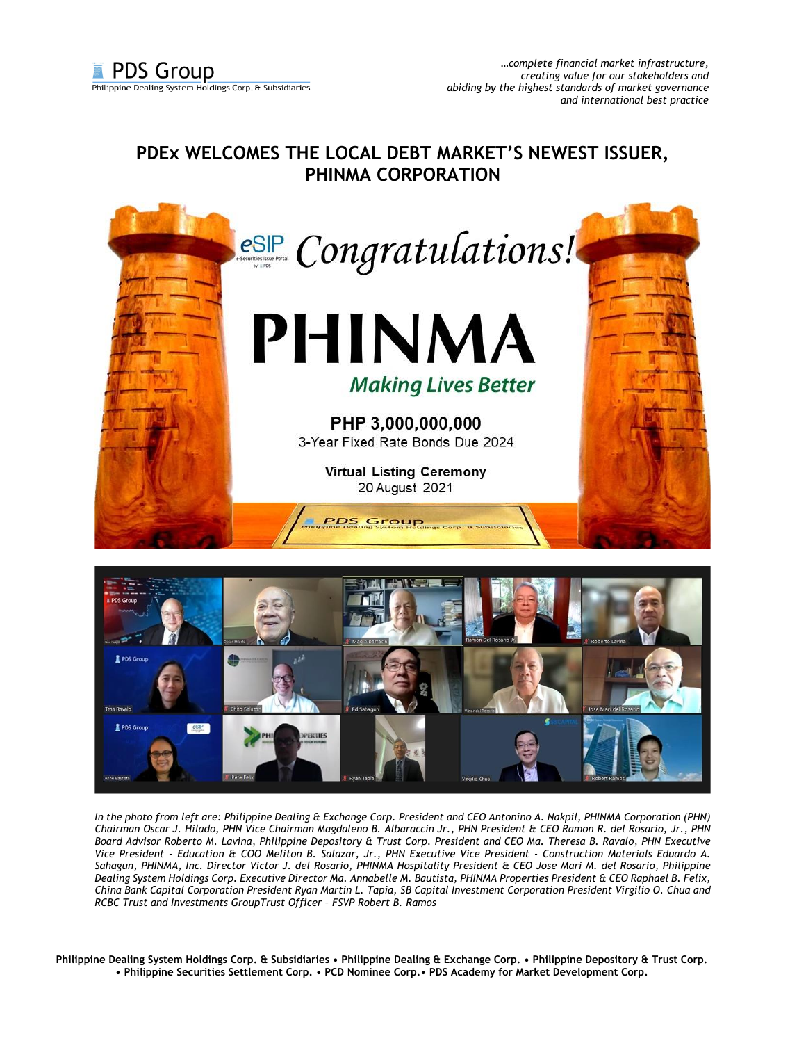*…complete financial market infrastructure, creating value for our stakeholders and abiding by the highest standards of market governance and international best practice*

## PDEx WELCOMES THE LOCAL DEBT MARKET'S NEWEST ISSUER, PHINMA CORPORATION

*In the photo from left are: Philippine Dealing & Exchange Corp. President and CEO Antonino A. Nakpil, PHINMA Corporation (PHN) Chairman Oscar J. Hilado, PHN Vice Chairman Magdaleno B. Albaraccin Jr., PHN President & CEO Ramon R. del Rosario, Jr., PHN Board Advisor Roberto M. Lavina, Philippine Depository & Trust Corp. President and CEO Ma. Theresa B. Ravalo, PHN Executive Vice President - Education & COO Meliton B. Salazar, Jr., PHN Executive Vice President - Construction Materials Eduardo A. Sahagun, PHINMA, Inc. Director Victor J. del Rosario, PHINMA Hospitality President & CEO Jose Mari M. del Rosario, Philippine Dealing System Holdings Corp. Executive Director Ma. Annabelle M. Bautista, PHINMA Properties President & CEO Raphael B. Felix, China Bank Capital Corporation President Ryan Martin L. Tapia, SB Capital Investment Corporation President Virgilio O. Chua and RCBC Trust and Investments GroupTrust Officer – FSVP Robert B. Ramos*

**Philippine Dealing System Holdings Corp. & Subsidiaries • Philippine Dealing & Exchange Corp. • Philippine Depository & Trust Corp. • Philippine Securities Settlement Corp. • PCD Nominee Corp.• PDS Academy for Market Development Corp.**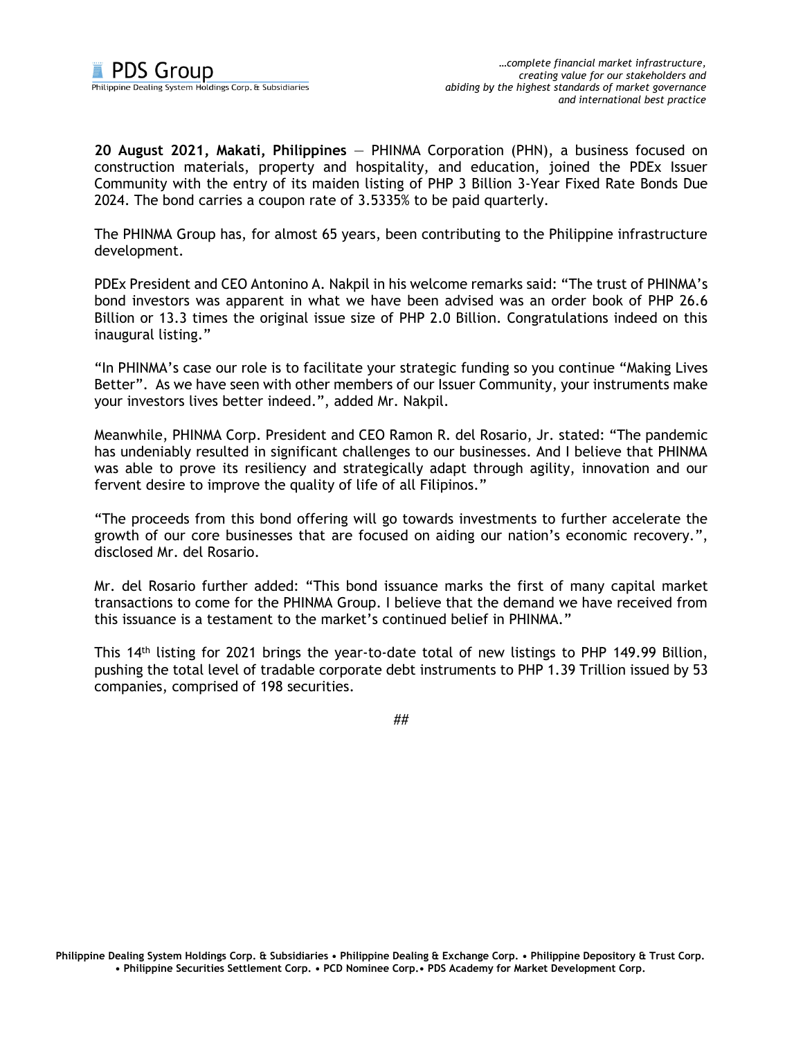**20 August 2021, Makati, Philippines** — PHINMA Corporation (PHN), a business focused on construction materials, property and hospitality, and education, joined the PDEx Issuer Community with the entry of its maiden listing of PHP 3 Billion 3-Year Fixed Rate Bonds Due 2024. The bond carries a coupon rate of 3.5335% to be paid quarterly.

The PHINMA Group has, for almost 65 years, been contributing to the Philippine infrastructure development.

PDEx President and CEO Antonino A. Nakpil in his welcome remarks said: "The trust of PHINMA's bond investors was apparent in what we have been advised was an order book of PHP 26.6 Billion or 13.3 times the original issue size of PHP 2.0 Billion. Congratulations indeed on this inaugural listing."

"In PHINMA's case our role is to facilitate your strategic funding so you continue "Making Lives Better". As we have seen with other members of our Issuer Community, your instruments make your investors lives better indeed.", added Mr. Nakpil.

Meanwhile, PHINMA Corp. President and CEO Ramon R. del Rosario, Jr. stated: "The pandemic has undeniably resulted in significant challenges to our businesses. And I believe that PHINMA was able to prove its resiliency and strategically adapt through agility, innovation and our fervent desire to improve the quality of life of all Filipinos."

"The proceeds from this bond offering will go towards investments to further accelerate the growth of our core businesses that are focused on aiding our nation's economic recovery.", disclosed Mr. del Rosario.

Mr. del Rosario further added: "This bond issuance marks the first of many capital market transactions to come for the PHINMA Group. I believe that the demand we have received from this issuance is a testament to the market's continued belief in PHINMA."

This 14th listing for 2021 brings the year-to-date total of new listings to PHP 149.99 Billion, pushing the total level of tradable corporate debt instruments to PHP 1.39 Trillion issued by 53 companies, comprised of 198 securities.

##